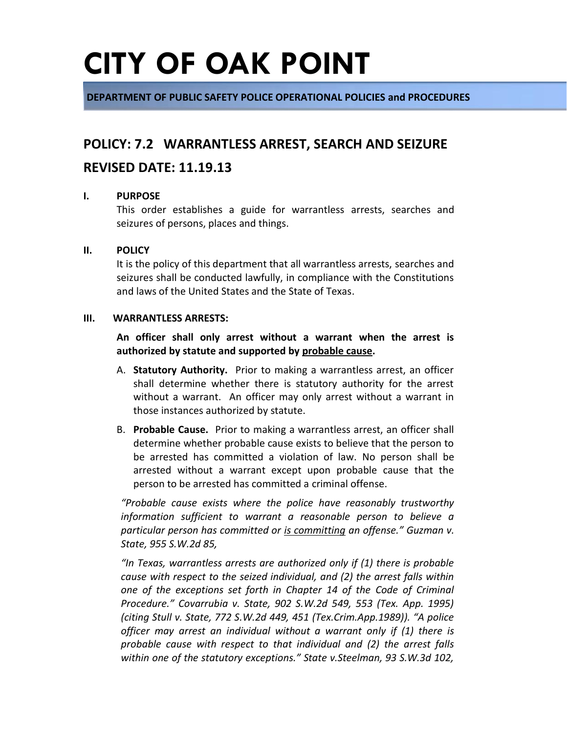# CITY OF OAK POINT

**DEPARTMENT OF PUBLIC SAFETY POLICE OPERATIONAL POLICIES and PROCEDURES**

## POLICY: 7.2 WARRANTLESS ARREST, SEARCH AND SEIZURE

## REVISED DATE: 11.19.13

### I. PURPOSE

This order establishes a guide for warrantless arrests, searches and seizures of persons, places and things.

### II. POLICY

It is the policy of this department that all warrantless arrests, searches and seizures shall be conducted lawfully, in compliance with the Constitutions and laws of the United States and the State of Texas.

### III. WARRANTLESS ARRESTS:

**An officer shall only arrest without a warrant when the arrest is authorized by statute and supported by <u>probable cause</u>.**

A. **Statutory Authority.** Prior to making a warrantless arrest, an officer shall determine whether there is statutory authority for the arrest without a warrant. An officer may only arrest without a warrant in those instances authorized by statute.

B. **Probable Cause.** Prior to making a warrantless arrest, an officer shall determine whether probable cause exists to believe that the person to be arrested has committed a violation of law. No person shall be arrested without a warrant except upon probable cause that the person to be arrested has committed a criminal offense.

*"Probable cause exists where the police have reasonably trustworthy information sufficient to warrant a reasonable person to believe a particular person has committed or <u>is committing</u> an offense." Guzman v. State, 955 S.W.2d 85,*

*"In Texas, warrantless arrests are authorized only if (1) there is probable cause with respect to the seized individual, and (2) the arrest falls within one of the exceptions set forth in Chapter 14 of the Code of Criminal Procedure." Covarrubia v. State, 902 S.W.2d 549, 553 (Tex. App. 1995) (citing Stull v. State, 772 S.W.2d 449, 451 (Tex.Crim.App.1989)). "A police officer may arrest an individual without a warrant only if (1) there is probable cause with respect to that individual and (2) the arrest falls within one of the statutory exceptions." State v.Steelman, 93 S.W.3d 102,*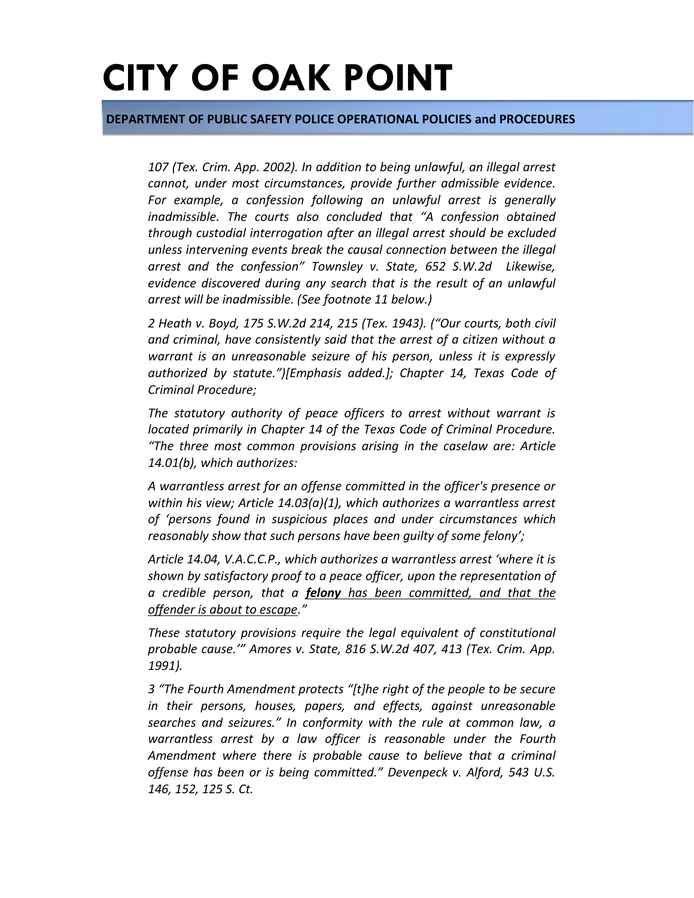*107 (Tex. Crim. App. 2002). In addition to being unlawful, an illegal arrest cannot, under most circumstances, provide further admissible evidence. For example, a confession following an unlawful arrest is generally inadmissible. The courts also concluded that "A confession obtained through custodial interrogation after an illegal arrest should be excluded unless intervening events break the causal connection between the illegal arrest and the confession" Townsley v. State, 652 S.W.2d Likewise, evidence discovered during any search that is the result of an unlawful arrest will be inadmissible. (See footnote 11 below.)*

*2 Heath v. Boyd, 175 S.W.2d 214, 215 (Tex. 1943). ("Our courts, both civil and criminal, have consistently said that the arrest of a citizen without a warrant is an unreasonable seizure of his person, unless it is expressly authorized by statute.")[Emphasis added.]; Chapter 14, Texas Code of Criminal Procedure;*

*The statutory authority of peace officers to arrest without warrant is located primarily in Chapter 14 of the Texas Code of Criminal Procedure. "The three most common provisions arising in the caselaw are: Article 14.01(b), which authorizes:*

*A warrantless arrest for an offense committed in the officer's presence or within his view; Article 14.03(a)(1), which authorizes a warrantless arrest of 'persons found in suspicious places and under circumstances which reasonably show that such persons have been guilty of some felony';*

*Article 14.04, V.A.C.C.P., which authorizes a warrantless arrest 'where it is shown by satisfactory proof to a peace officer, upon the representation of a credible person, that a <u>**felony** has been committed, and that the offender is about to escape</u>."*

*These statutory provisions require the legal equivalent of constitutional probable cause.'" Amores v. State, 816 S.W.2d 407, 413 (Tex. Crim. App. 1991).*

*3 "The Fourth Amendment protects "[t]he right of the people to be secure in their persons, houses, papers, and effects, against unreasonable searches and seizures." In conformity with the rule at common law, a warrantless arrest by a law officer is reasonable under the Fourth Amendment where there is probable cause to believe that a criminal offense has been or is being committed." Devenpeck v. Alford, 543 U.S. 146, 152, 125 S. Ct.*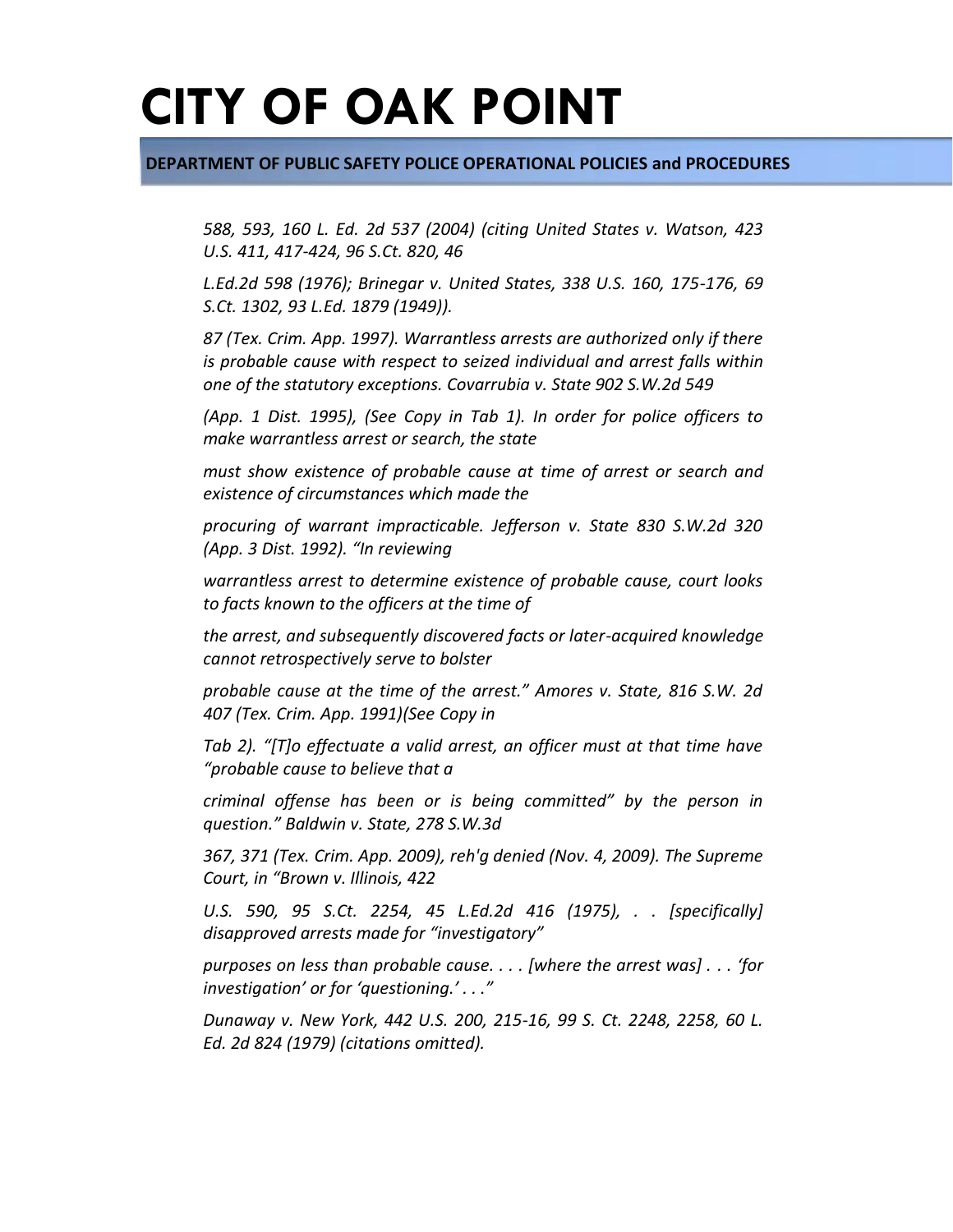*588, 593, 160 L. Ed. 2d 537 (2004) (citing United States v. Watson, 423 U.S. 411, 417-424, 96 S.Ct. 820, 46 L.Ed.2d 598 (1976); Brinegar v. United States, 338 U.S. 160, 175-176, 69 S.Ct. 1302, 93 L.Ed. 1879 (1949)).*

*87 (Tex. Crim. App. 1997). Warrantless arrests are authorized only if there is probable cause with respect to seized individual and arrest falls within one of the statutory exceptions. Covarrubia v. State 902 S.W.2d 549 (App. 1 Dist. 1995), (See Copy in Tab 1). In order for police officers to make warrantless arrest or search, the state must show existence of probable cause at time of arrest or search and existence of circumstances which made the procuring of warrant impracticable. Jefferson v. State 830 S.W.2d 320 (App. 3 Dist. 1992). "In reviewing warrantless arrest to determine existence of probable cause, court looks to facts known to the officers at the time of the arrest, and subsequently discovered facts or later-acquired knowledge cannot retrospectively serve to bolster probable cause at the time of the arrest." Amores v. State, 816 S.W. 2d 407 (Tex. Crim. App. 1991)(See Copy in Tab 2). "[T]o effectuate a valid arrest, an officer must at that time have "probable cause to believe that a criminal offense has been or is being committed" by the person in question." Baldwin v. State, 278 S.W.3d 367, 371 (Tex. Crim. App. 2009), reh'g denied (Nov. 4, 2009). The Supreme Court, in "Brown v. Illinois, 422 U.S. 590, 95 S.Ct. 2254, 45 L.Ed.2d 416 (1975), . . [specifically] disapproved arrests made for "investigatory" purposes on less than probable cause. . . . [where the arrest was] . . . 'for investigation' or for 'questioning.' . . ."*

*Dunaway v. New York, 442 U.S. 200, 215-16, 99 S. Ct. 2248, 2258, 60 L. Ed. 2d 824 (1979) (citations omitted).*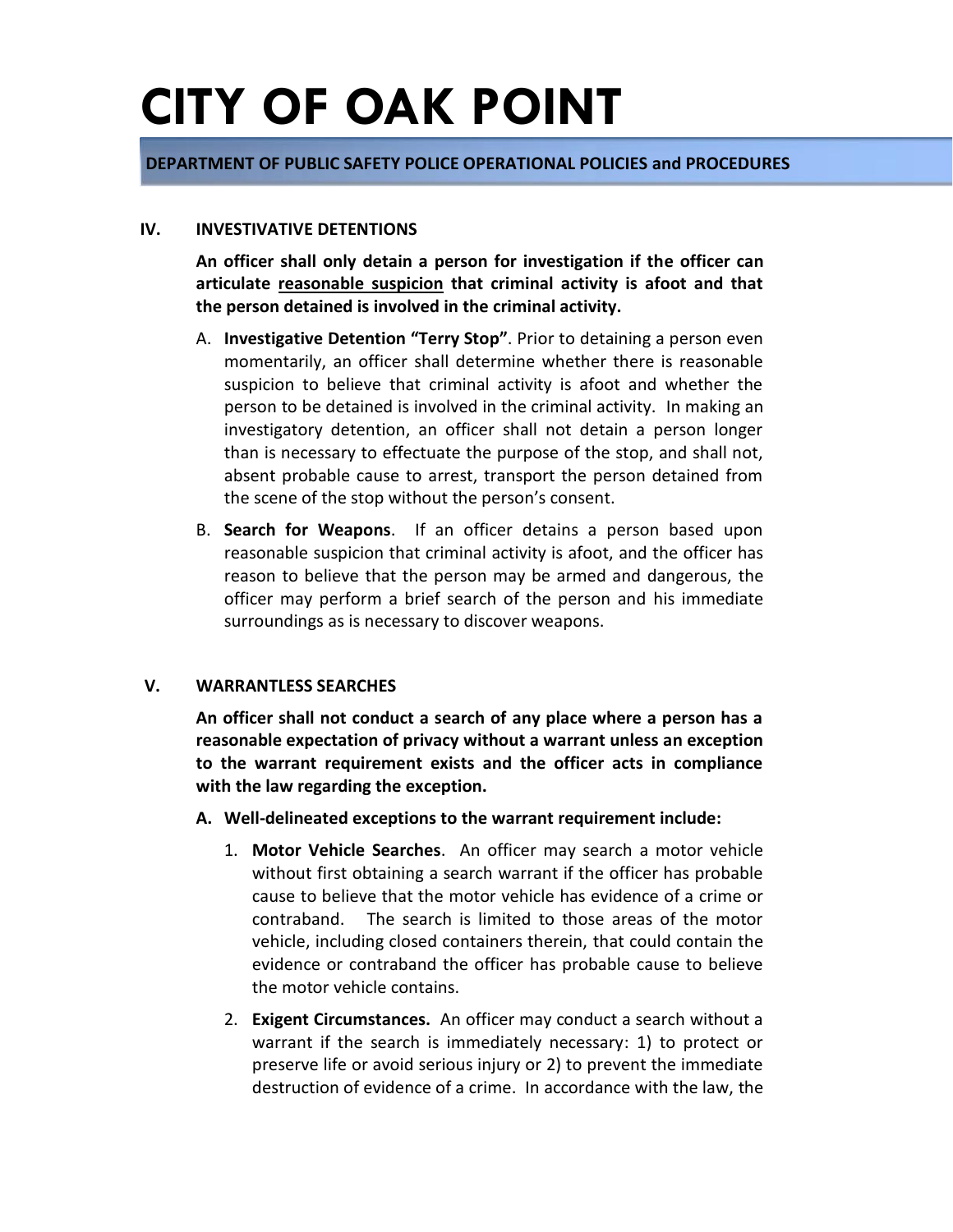# CITY OF OAK POINT

**DEPARTMENT OF PUBLIC SAFETY POLICE OPERATIONAL POLICIES and PROCEDURES**

## IV. INVESTIVATIVE DETENTIONS

**An officer shall only detain a person for investigation if the officer can articulate <u>reasonable suspicion</u> that criminal activity is afoot and that the person detained is involved in the criminal activity.**

A. **Investigative Detention "Terry Stop"**. Prior to detaining a person even momentarily, an officer shall determine whether there is reasonable suspicion to believe that criminal activity is afoot and whether the person to be detained is involved in the criminal activity. In making an investigatory detention, an officer shall not detain a person longer than is necessary to effectuate the purpose of the stop, and shall not, absent probable cause to arrest, transport the person detained from the scene of the stop without the person's consent.

B. **Search for Weapons**. If an officer detains a person based upon reasonable suspicion that criminal activity is afoot, and the officer has reason to believe that the person may be armed and dangerous, the officer may perform a brief search of the person and his immediate surroundings as is necessary to discover weapons.

## V. WARRANTLESS SEARCHES

**An officer shall not conduct a search of any place where a person has a reasonable expectation of privacy without a warrant unless an exception to the warrant requirement exists and the officer acts in compliance with the law regarding the exception.**

**A. Well-delineated exceptions to the warrant requirement include:**

1. **Motor Vehicle Searches**. An officer may search a motor vehicle without first obtaining a search warrant if the officer has probable cause to believe that the motor vehicle has evidence of a crime or contraband. The search is limited to those areas of the motor vehicle, including closed containers therein, that could contain the evidence or contraband the officer has probable cause to believe the motor vehicle contains.

2. **Exigent Circumstances.** An officer may conduct a search without a warrant if the search is immediately necessary: 1) to protect or preserve life or avoid serious injury or 2) to prevent the immediate destruction of evidence of a crime. In accordance with the law, the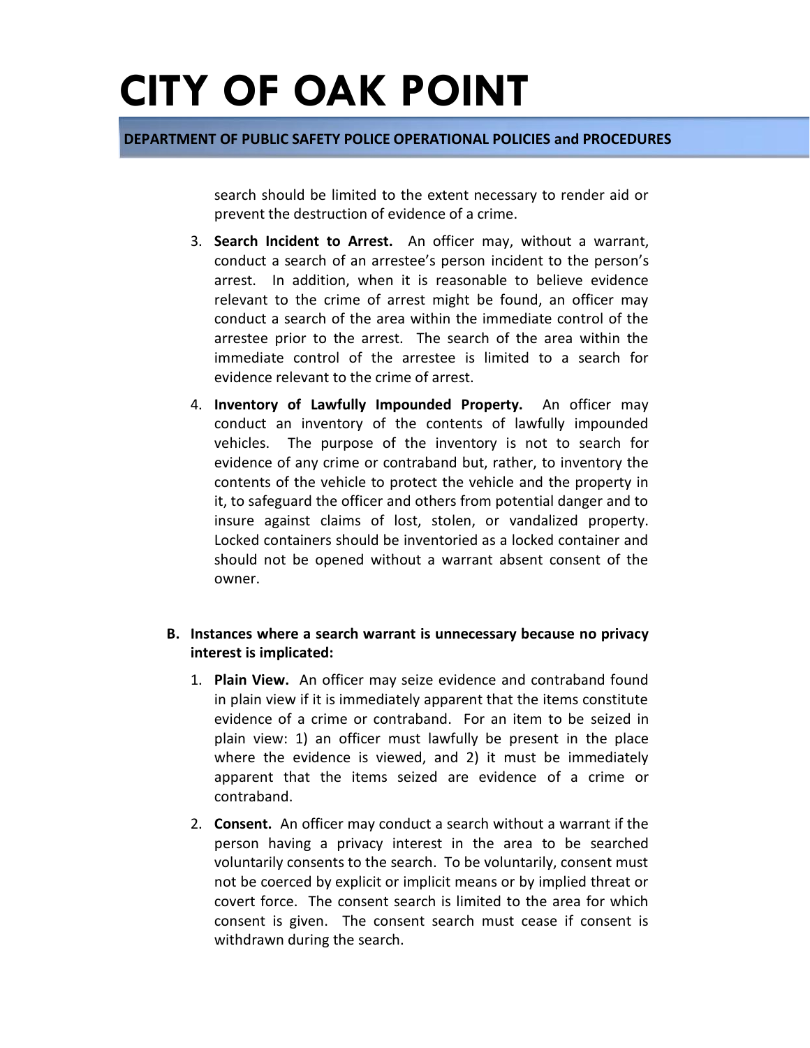search should be limited to the extent necessary to render aid or prevent the destruction of evidence of a crime.

3. **Search Incident to Arrest.** An officer may, without a warrant, conduct a search of an arrestee's person incident to the person's arrest. In addition, when it is reasonable to believe evidence relevant to the crime of arrest might be found, an officer may conduct a search of the area within the immediate control of the arrestee prior to the arrest. The search of the area within the immediate control of the arrestee is limited to a search for evidence relevant to the crime of arrest.

4. **Inventory of Lawfully Impounded Property.** An officer may conduct an inventory of the contents of lawfully impounded vehicles. The purpose of the inventory is not to search for evidence of any crime or contraband but, rather, to inventory the contents of the vehicle to protect the vehicle and the property in it, to safeguard the officer and others from potential danger and to insure against claims of lost, stolen, or vandalized property. Locked containers should be inventoried as a locked container and should not be opened without a warrant absent consent of the owner.

**B. Instances where a search warrant is unnecessary because no privacy interest is implicated:**

1. **Plain View.** An officer may seize evidence and contraband found in plain view if it is immediately apparent that the items constitute evidence of a crime or contraband. For an item to be seized in plain view: 1) an officer must lawfully be present in the place where the evidence is viewed, and 2) it must be immediately apparent that the items seized are evidence of a crime or contraband.

2. **Consent.** An officer may conduct a search without a warrant if the person having a privacy interest in the area to be searched voluntarily consents to the search. To be voluntarily, consent must not be coerced by explicit or implicit means or by implied threat or covert force. The consent search is limited to the area for which consent is given. The consent search must cease if consent is withdrawn during the search.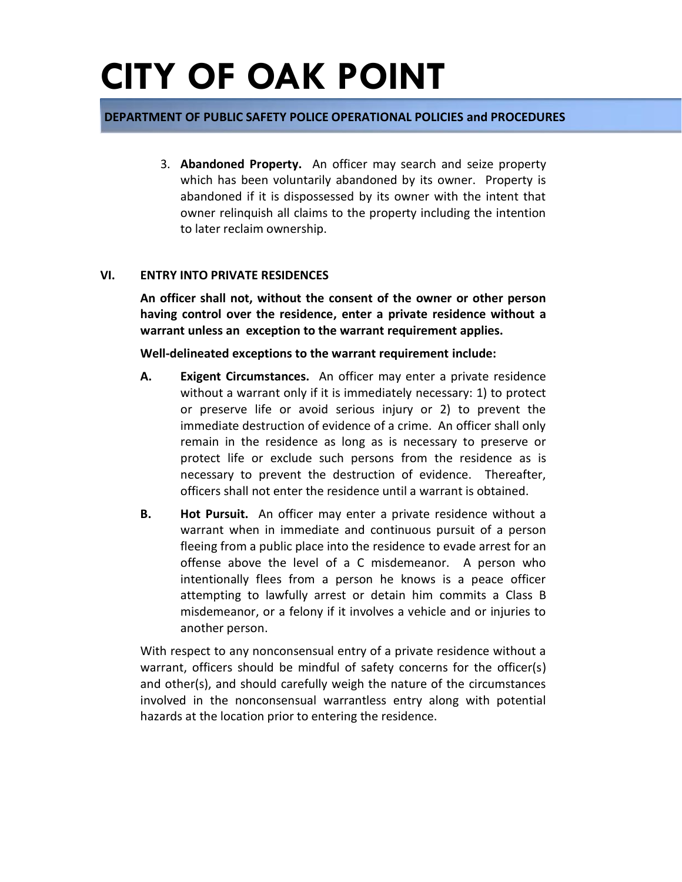3. **Abandoned Property.** An officer may search and seize property which has been voluntarily abandoned by its owner. Property is abandoned if it is dispossessed by its owner with the intent that owner relinquish all claims to the property including the intention to later reclaim ownership.

## VI. ENTRY INTO PRIVATE RESIDENCES

**An officer shall not, without the consent of the owner or other person having control over the residence, enter a private residence without a warrant unless an exception to the warrant requirement applies.**

**Well-delineated exceptions to the warrant requirement include:**

**A. Exigent Circumstances.** An officer may enter a private residence without a warrant only if it is immediately necessary: 1) to protect or preserve life or avoid serious injury or 2) to prevent the immediate destruction of evidence of a crime. An officer shall only remain in the residence as long as is necessary to preserve or protect life or exclude such persons from the residence as is necessary to prevent the destruction of evidence. Thereafter, officers shall not enter the residence until a warrant is obtained.

**B. Hot Pursuit.** An officer may enter a private residence without a warrant when in immediate and continuous pursuit of a person fleeing from a public place into the residence to evade arrest for an offense above the level of a C misdemeanor. A person who intentionally flees from a person he knows is a peace officer attempting to lawfully arrest or detain him commits a Class B misdemeanor, or a felony if it involves a vehicle and or injuries to another person.

With respect to any nonconsensual entry of a private residence without a warrant, officers should be mindful of safety concerns for the officer(s) and other(s), and should carefully weigh the nature of the circumstances involved in the nonconsensual warrantless entry along with potential hazards at the location prior to entering the residence.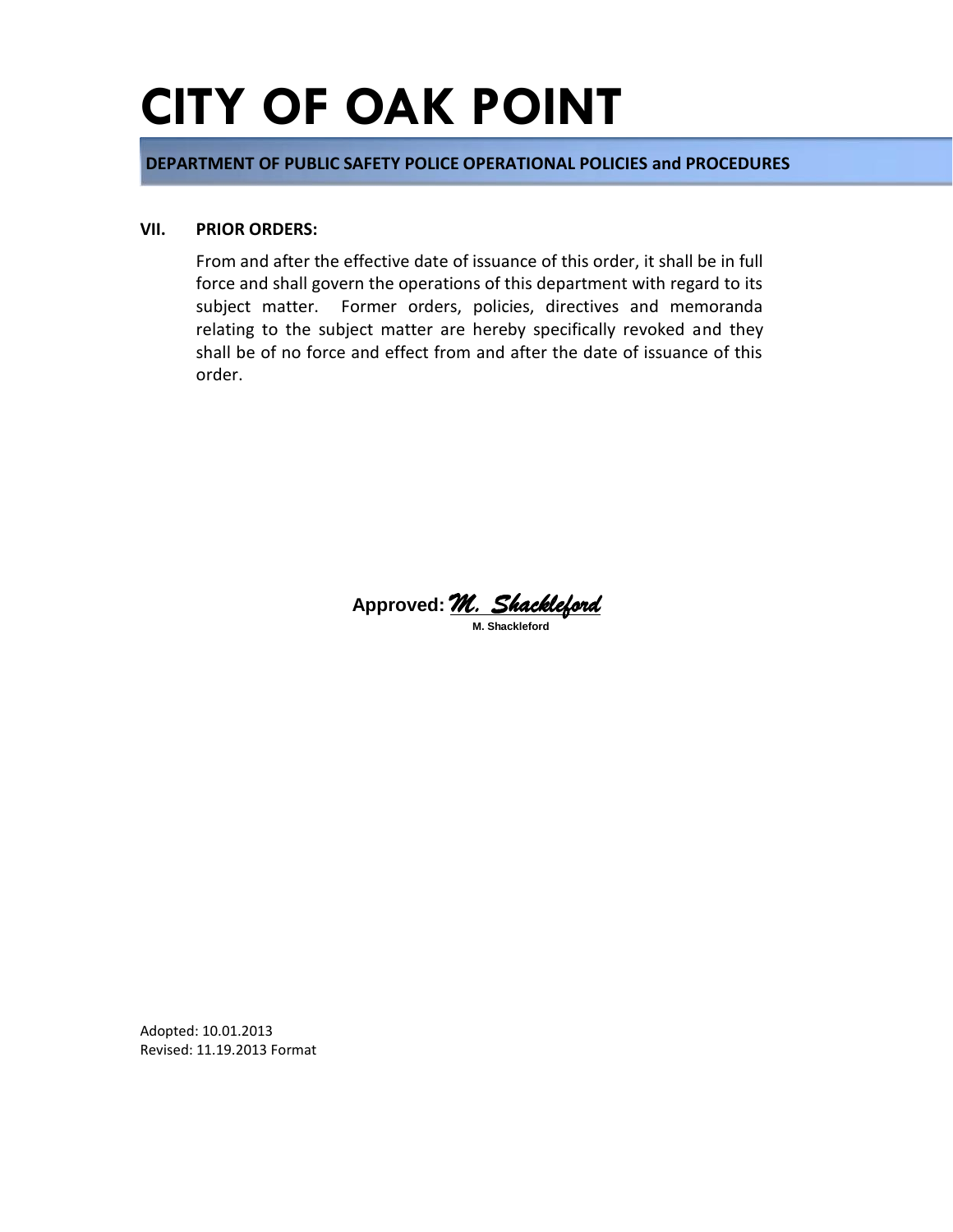## VII. PRIOR ORDERS:

From and after the effective date of issuance of this order, it shall be in full force and shall govern the operations of this department with regard to its subject matter. Former orders, policies, directives and memoranda relating to the subject matter are hereby specifically revoked and they shall be of no force and effect from and after the date of issuance of this order.

**Approved:** *M. Shackleford*
**M. Shackleford**

Adopted: 10.01.2013
Revised: 11.19.2013 Format